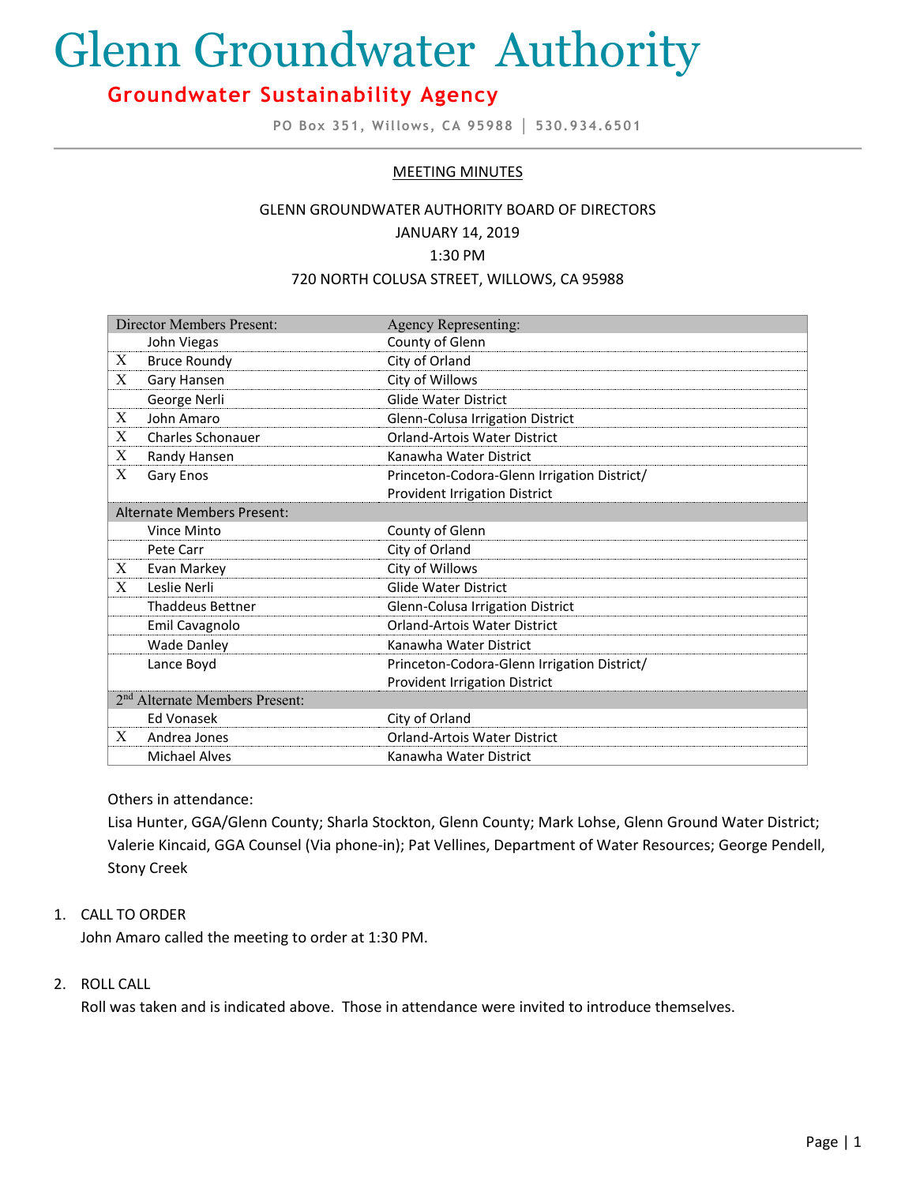# Glenn Groundwater Authority

## Groundwater Sustainability Agency

PO Box 351, Willows, CA 95988 | 530.934.6501

---

MEETING MINUTES

GLENN GROUNDWATER AUTHORITY BOARD OF DIRECTORS
JANUARY 14, 2019
1:30 PM
720 NORTH COLUSA STREET, WILLOWS, CA 95988

| | Director Members Present: | Agency Representing: |
|---|---|---|
| | John Viegas | County of Glenn |
| X | Bruce Roundy | City of Orland |
| X | Gary Hansen | City of Willows |
| | George Nerli | Glide Water District |
| X | John Amaro | Glenn-Colusa Irrigation District |
| X | Charles Schonauer | Orland-Artois Water District |
| X | Randy Hansen | Kanawha Water District |
| X | Gary Enos | Princeton-Codora-Glenn Irrigation District/ Provident Irrigation District |
| | **Alternate Members Present:** | |
| | Vince Minto | County of Glenn |
| | Pete Carr | City of Orland |
| X | Evan Markey | City of Willows |
| X | Leslie Nerli | Glide Water District |
| | Thaddeus Bettner | Glenn-Colusa Irrigation District |
| | Emil Cavagnolo | Orland-Artois Water District |
| | Wade Danley | Kanawha Water District |
| | Lance Boyd | Princeton-Codora-Glenn Irrigation District/ Provident Irrigation District |
| | **2nd Alternate Members Present:** | |
| | Ed Vonasek | City of Orland |
| X | Andrea Jones | Orland-Artois Water District |
| | Michael Alves | Kanawha Water District |

Others in attendance:
Lisa Hunter, GGA/Glenn County; Sharla Stockton, Glenn County; Mark Lohse, Glenn Ground Water District; Valerie Kincaid, GGA Counsel (Via phone-in); Pat Vellines, Department of Water Resources; George Pendell, Stony Creek

1. CALL TO ORDER
   John Amaro called the meeting to order at 1:30 PM.

2. ROLL CALL
   Roll was taken and is indicated above. Those in attendance were invited to introduce themselves.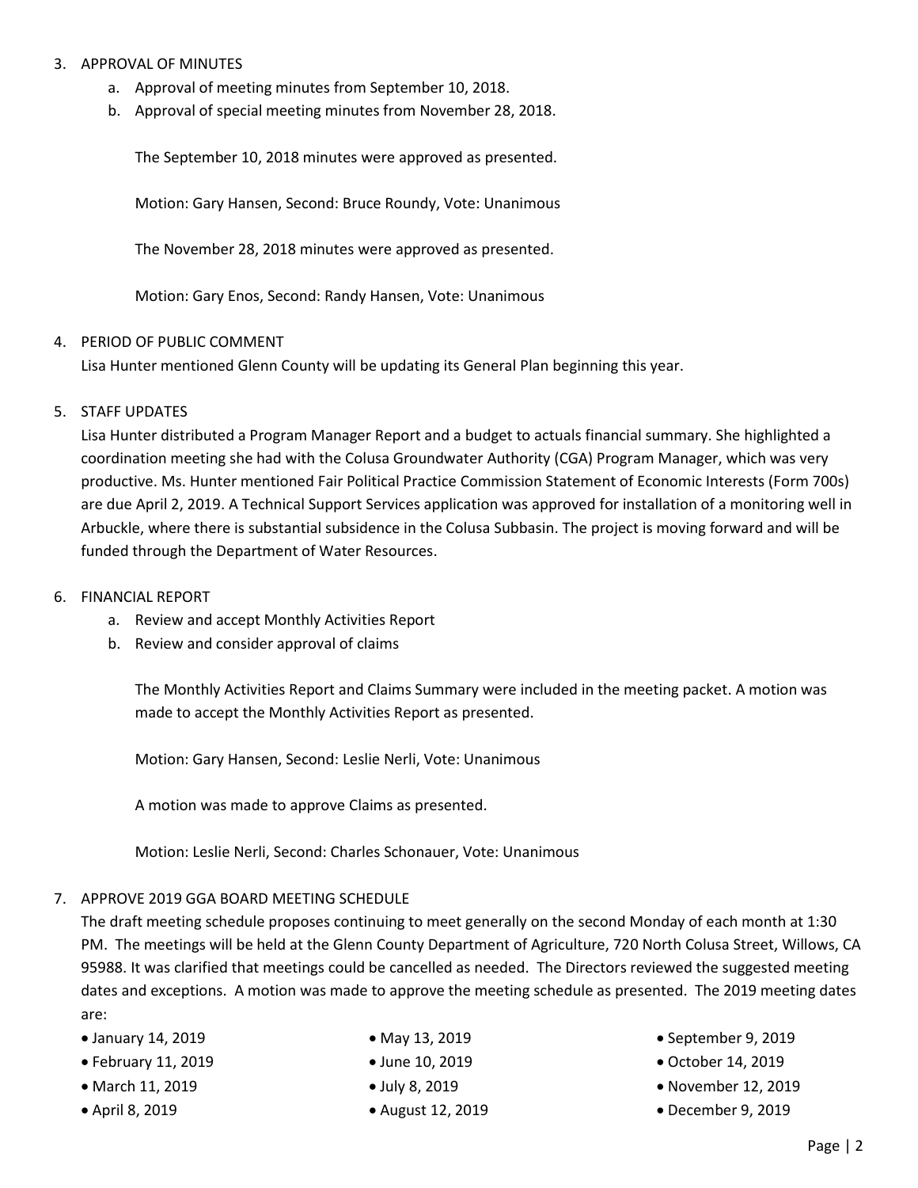3. APPROVAL OF MINUTES
   a. Approval of meeting minutes from September 10, 2018.
   b. Approval of special meeting minutes from November 28, 2018.

   The September 10, 2018 minutes were approved as presented.

   Motion: Gary Hansen, Second: Bruce Roundy, Vote: Unanimous

   The November 28, 2018 minutes were approved as presented.

   Motion: Gary Enos, Second: Randy Hansen, Vote: Unanimous

4. PERIOD OF PUBLIC COMMENT
   Lisa Hunter mentioned Glenn County will be updating its General Plan beginning this year.

5. STAFF UPDATES
   Lisa Hunter distributed a Program Manager Report and a budget to actuals financial summary. She highlighted a coordination meeting she had with the Colusa Groundwater Authority (CGA) Program Manager, which was very productive. Ms. Hunter mentioned Fair Political Practice Commission Statement of Economic Interests (Form 700s) are due April 2, 2019. A Technical Support Services application was approved for installation of a monitoring well in Arbuckle, where there is substantial subsidence in the Colusa Subbasin. The project is moving forward and will be funded through the Department of Water Resources.

6. FINANCIAL REPORT
   a. Review and accept Monthly Activities Report
   b. Review and consider approval of claims

   The Monthly Activities Report and Claims Summary were included in the meeting packet. A motion was made to accept the Monthly Activities Report as presented.

   Motion: Gary Hansen, Second: Leslie Nerli, Vote: Unanimous

   A motion was made to approve Claims as presented.

   Motion: Leslie Nerli, Second: Charles Schonauer, Vote: Unanimous

7. APPROVE 2019 GGA BOARD MEETING SCHEDULE
   The draft meeting schedule proposes continuing to meet generally on the second Monday of each month at 1:30 PM. The meetings will be held at the Glenn County Department of Agriculture, 720 North Colusa Street, Willows, CA 95988. It was clarified that meetings could be cancelled as needed. The Directors reviewed the suggested meeting dates and exceptions. A motion was made to approve the meeting schedule as presented. The 2019 meeting dates are:

   - January 14, 2019
   - February 11, 2019
   - March 11, 2019
   - April 8, 2019
   - May 13, 2019
   - June 10, 2019
   - July 8, 2019
   - August 12, 2019
   - September 9, 2019
   - October 14, 2019
   - November 12, 2019
   - December 9, 2019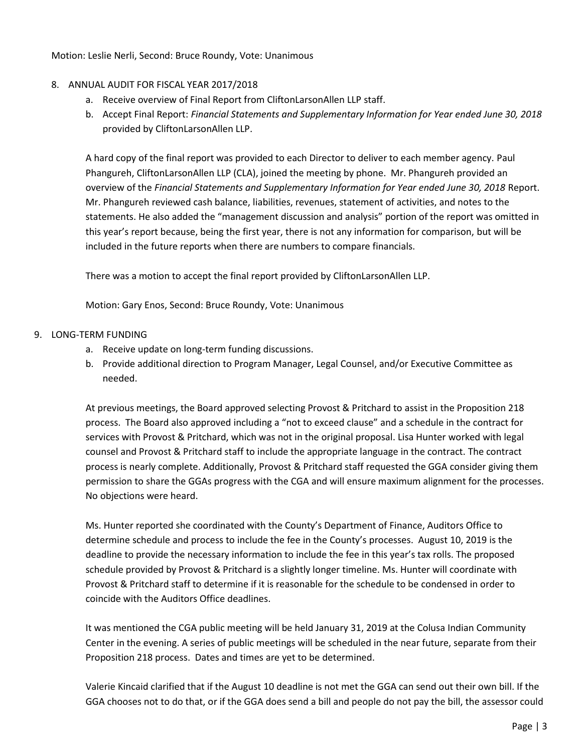Motion: Leslie Nerli, Second: Bruce Roundy, Vote: Unanimous

8. ANNUAL AUDIT FOR FISCAL YEAR 2017/2018
   a. Receive overview of Final Report from CliftonLarsonAllen LLP staff.
   b. Accept Final Report: *Financial Statements and Supplementary Information for Year ended June 30, 2018* provided by CliftonLarsonAllen LLP.

   A hard copy of the final report was provided to each Director to deliver to each member agency. Paul Phangureh, CliftonLarsonAllen LLP (CLA), joined the meeting by phone. Mr. Phangureh provided an overview of the *Financial Statements and Supplementary Information for Year ended June 30, 2018* Report. Mr. Phangureh reviewed cash balance, liabilities, revenues, statement of activities, and notes to the statements. He also added the "management discussion and analysis" portion of the report was omitted in this year's report because, being the first year, there is not any information for comparison, but will be included in the future reports when there are numbers to compare financials.

   There was a motion to accept the final report provided by CliftonLarsonAllen LLP.

   Motion: Gary Enos, Second: Bruce Roundy, Vote: Unanimous

9. LONG-TERM FUNDING
   a. Receive update on long-term funding discussions.
   b. Provide additional direction to Program Manager, Legal Counsel, and/or Executive Committee as needed.

   At previous meetings, the Board approved selecting Provost & Pritchard to assist in the Proposition 218 process. The Board also approved including a "not to exceed clause" and a schedule in the contract for services with Provost & Pritchard, which was not in the original proposal. Lisa Hunter worked with legal counsel and Provost & Pritchard staff to include the appropriate language in the contract. The contract process is nearly complete. Additionally, Provost & Pritchard staff requested the GGA consider giving them permission to share the GGAs progress with the CGA and will ensure maximum alignment for the processes. No objections were heard.

   Ms. Hunter reported she coordinated with the County's Department of Finance, Auditors Office to determine schedule and process to include the fee in the County's processes. August 10, 2019 is the deadline to provide the necessary information to include the fee in this year's tax rolls. The proposed schedule provided by Provost & Pritchard is a slightly longer timeline. Ms. Hunter will coordinate with Provost & Pritchard staff to determine if it is reasonable for the schedule to be condensed in order to coincide with the Auditors Office deadlines.

   It was mentioned the CGA public meeting will be held January 31, 2019 at the Colusa Indian Community Center in the evening. A series of public meetings will be scheduled in the near future, separate from their Proposition 218 process. Dates and times are yet to be determined.

   Valerie Kincaid clarified that if the August 10 deadline is not met the GGA can send out their own bill. If the GGA chooses not to do that, or if the GGA does send a bill and people do not pay the bill, the assessor could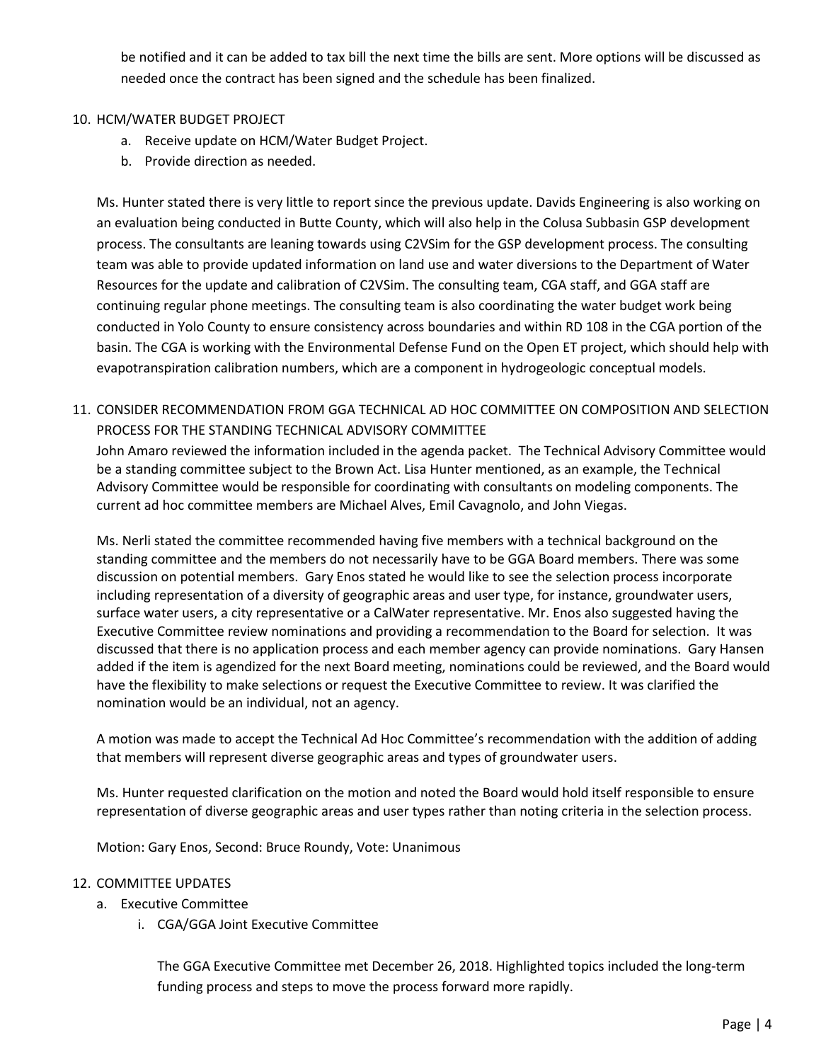be notified and it can be added to tax bill the next time the bills are sent. More options will be discussed as needed once the contract has been signed and the schedule has been finalized.

10. HCM/WATER BUDGET PROJECT
    a. Receive update on HCM/Water Budget Project.
    b. Provide direction as needed.

    Ms. Hunter stated there is very little to report since the previous update. Davids Engineering is also working on an evaluation being conducted in Butte County, which will also help in the Colusa Subbasin GSP development process. The consultants are leaning towards using C2VSim for the GSP development process. The consulting team was able to provide updated information on land use and water diversions to the Department of Water Resources for the update and calibration of C2VSim. The consulting team, CGA staff, and GGA staff are continuing regular phone meetings. The consulting team is also coordinating the water budget work being conducted in Yolo County to ensure consistency across boundaries and within RD 108 in the CGA portion of the basin. The CGA is working with the Environmental Defense Fund on the Open ET project, which should help with evapotranspiration calibration numbers, which are a component in hydrogeologic conceptual models.

11. CONSIDER RECOMMENDATION FROM GGA TECHNICAL AD HOC COMMITTEE ON COMPOSITION AND SELECTION PROCESS FOR THE STANDING TECHNICAL ADVISORY COMMITTEE

    John Amaro reviewed the information included in the agenda packet. The Technical Advisory Committee would be a standing committee subject to the Brown Act. Lisa Hunter mentioned, as an example, the Technical Advisory Committee would be responsible for coordinating with consultants on modeling components. The current ad hoc committee members are Michael Alves, Emil Cavagnolo, and John Viegas.

    Ms. Nerli stated the committee recommended having five members with a technical background on the standing committee and the members do not necessarily have to be GGA Board members. There was some discussion on potential members. Gary Enos stated he would like to see the selection process incorporate including representation of a diversity of geographic areas and user type, for instance, groundwater users, surface water users, a city representative or a CalWater representative. Mr. Enos also suggested having the Executive Committee review nominations and providing a recommendation to the Board for selection. It was discussed that there is no application process and each member agency can provide nominations. Gary Hansen added if the item is agendized for the next Board meeting, nominations could be reviewed, and the Board would have the flexibility to make selections or request the Executive Committee to review. It was clarified the nomination would be an individual, not an agency.

    A motion was made to accept the Technical Ad Hoc Committee's recommendation with the addition of adding that members will represent diverse geographic areas and types of groundwater users.

    Ms. Hunter requested clarification on the motion and noted the Board would hold itself responsible to ensure representation of diverse geographic areas and user types rather than noting criteria in the selection process.

    Motion: Gary Enos, Second: Bruce Roundy, Vote: Unanimous

12. COMMITTEE UPDATES
    a. Executive Committee
        i. CGA/GGA Joint Executive Committee

            The GGA Executive Committee met December 26, 2018. Highlighted topics included the long-term funding process and steps to move the process forward more rapidly.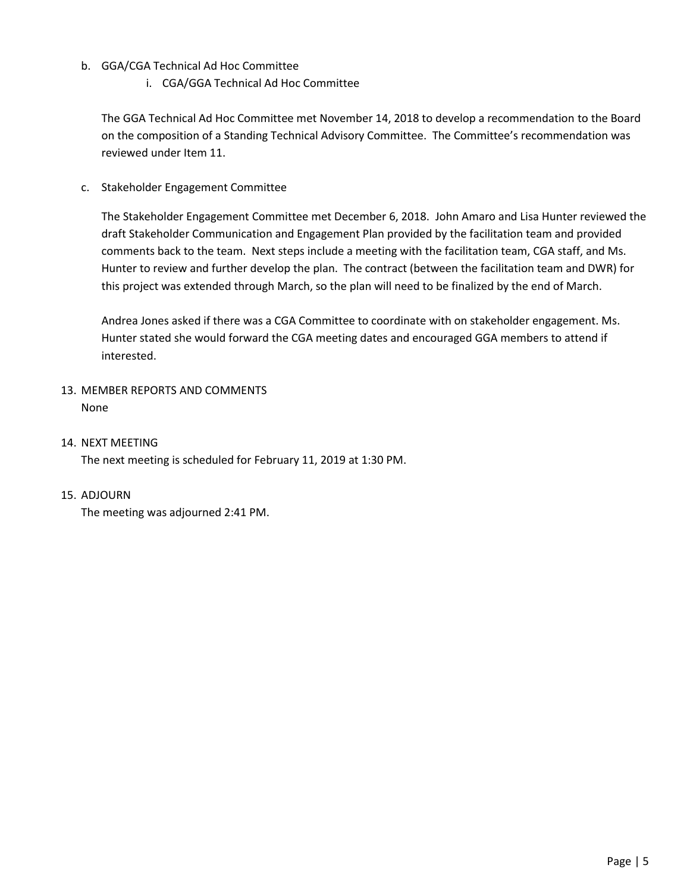b. GGA/CGA Technical Ad Hoc Committee

   i. CGA/GGA Technical Ad Hoc Committee

   The GGA Technical Ad Hoc Committee met November 14, 2018 to develop a recommendation to the Board on the composition of a Standing Technical Advisory Committee. The Committee's recommendation was reviewed under Item 11.

c. Stakeholder Engagement Committee

   The Stakeholder Engagement Committee met December 6, 2018. John Amaro and Lisa Hunter reviewed the draft Stakeholder Communication and Engagement Plan provided by the facilitation team and provided comments back to the team. Next steps include a meeting with the facilitation team, CGA staff, and Ms. Hunter to review and further develop the plan. The contract (between the facilitation team and DWR) for this project was extended through March, so the plan will need to be finalized by the end of March.

   Andrea Jones asked if there was a CGA Committee to coordinate with on stakeholder engagement. Ms. Hunter stated she would forward the CGA meeting dates and encouraged GGA members to attend if interested.

13. MEMBER REPORTS AND COMMENTS

    None

14. NEXT MEETING

    The next meeting is scheduled for February 11, 2019 at 1:30 PM.

15. ADJOURN

    The meeting was adjourned 2:41 PM.